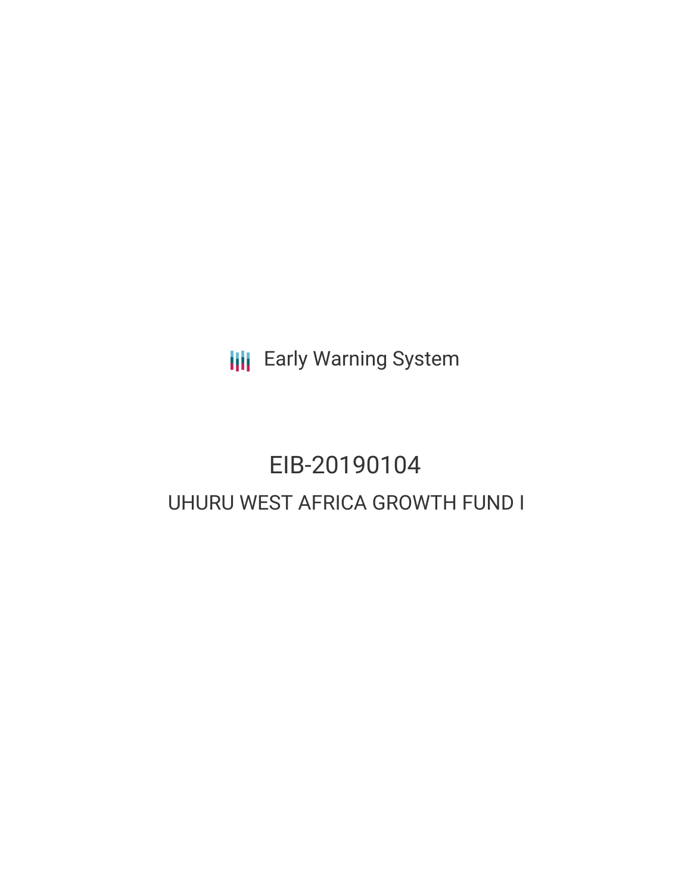Early Warning System

# EIB-20190104

## UHURU WEST AFRICA GROWTH FUND I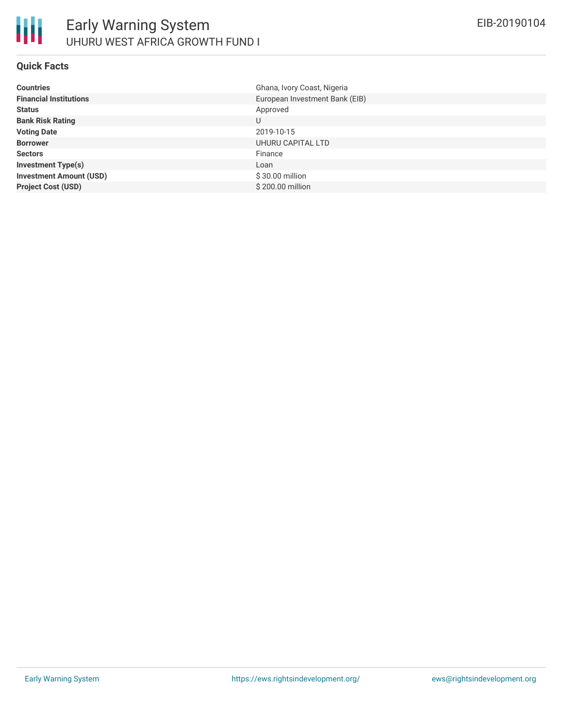# Early Warning System

UHURU WEST AFRICA GROWTH FUND I

EIB-20190104

## Quick Facts

| | |
|---|---|
| **Countries** | Ghana, Ivory Coast, Nigeria |
| **Financial Institutions** | European Investment Bank (EIB) |
| **Status** | Approved |
| **Bank Risk Rating** | U |
| **Voting Date** | 2019-10-15 |
| **Borrower** | UHURU CAPITAL LTD |
| **Sectors** | Finance |
| **Investment Type(s)** | Loan |
| **Investment Amount (USD)** | $ 30.00 million |
| **Project Cost (USD)** | $ 200.00 million |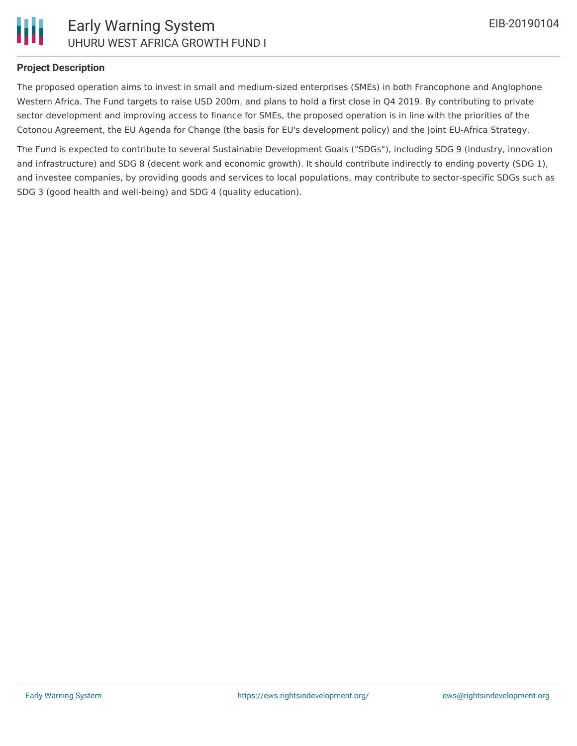**Project Description**

The proposed operation aims to invest in small and medium-sized enterprises (SMEs) in both Francophone and Anglophone Western Africa. The Fund targets to raise USD 200m, and plans to hold a first close in Q4 2019. By contributing to private sector development and improving access to finance for SMEs, the proposed operation is in line with the priorities of the Cotonou Agreement, the EU Agenda for Change (the basis for EU's development policy) and the Joint EU-Africa Strategy.

The Fund is expected to contribute to several Sustainable Development Goals ("SDGs"), including SDG 9 (industry, innovation and infrastructure) and SDG 8 (decent work and economic growth). It should contribute indirectly to ending poverty (SDG 1), and investee companies, by providing goods and services to local populations, may contribute to sector-specific SDGs such as SDG 3 (good health and well-being) and SDG 4 (quality education).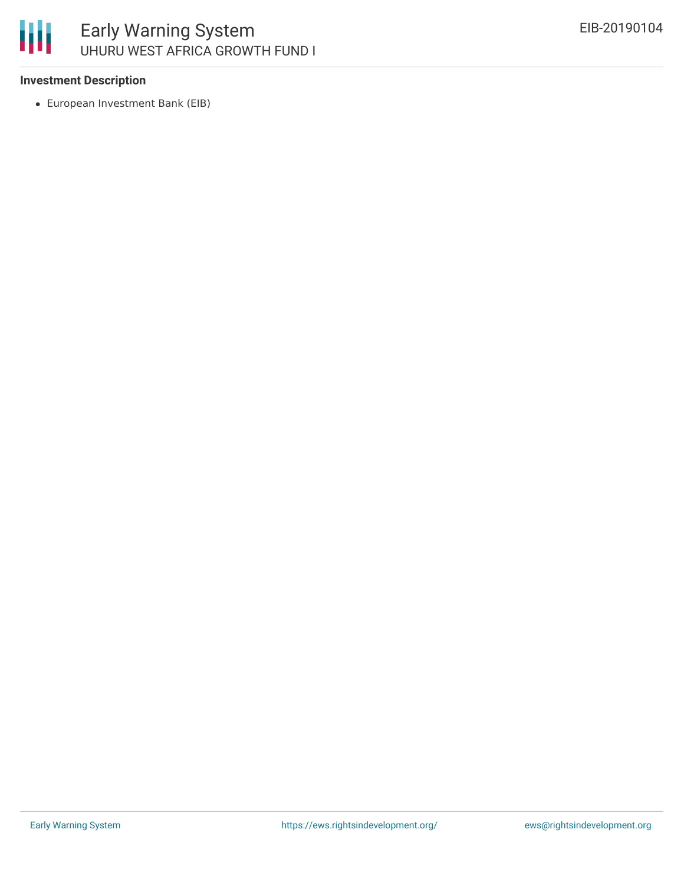**Investment Description**

- European Investment Bank (EIB)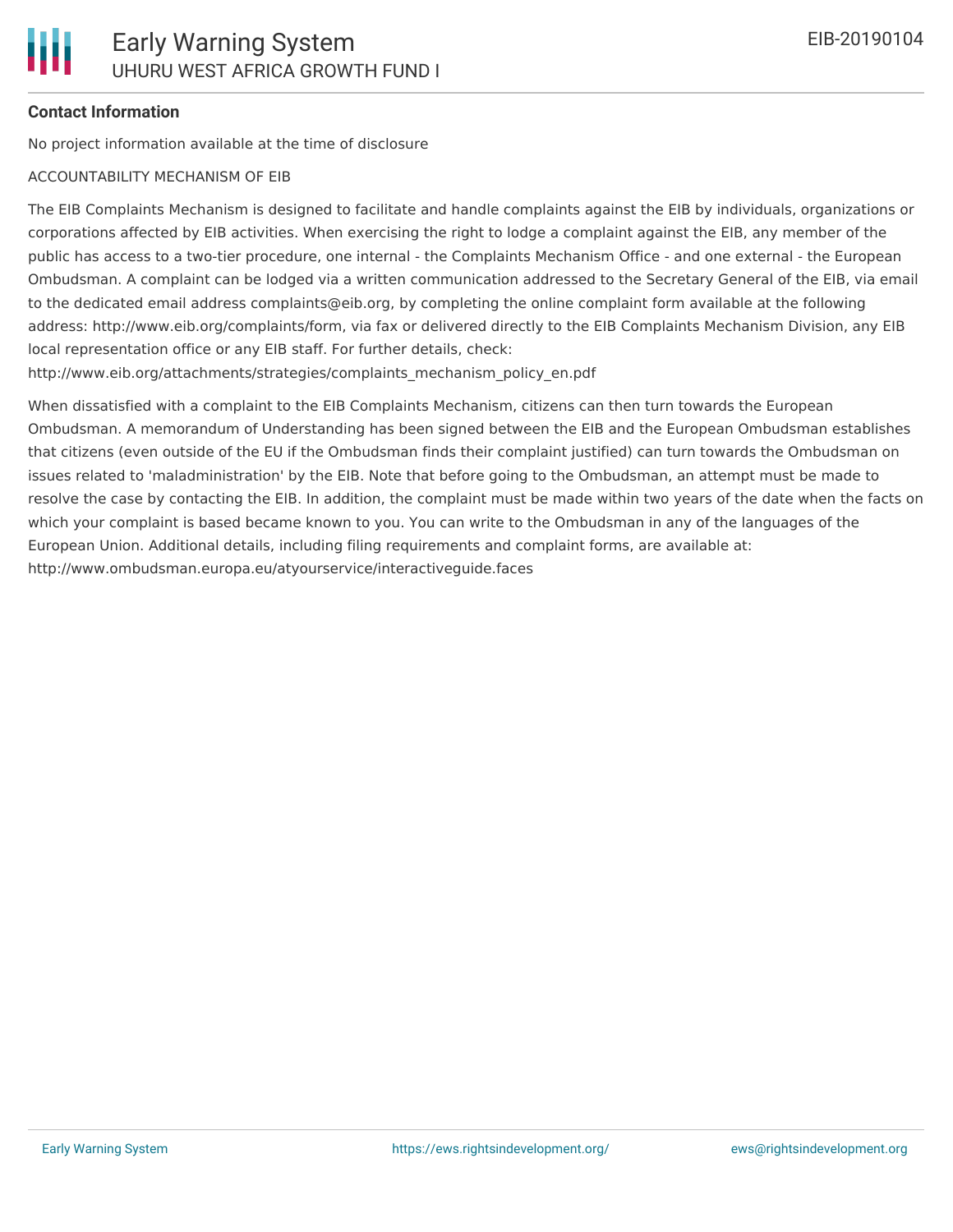**Contact Information**

No project information available at the time of disclosure

ACCOUNTABILITY MECHANISM OF EIB

The EIB Complaints Mechanism is designed to facilitate and handle complaints against the EIB by individuals, organizations or corporations affected by EIB activities. When exercising the right to lodge a complaint against the EIB, any member of the public has access to a two-tier procedure, one internal - the Complaints Mechanism Office - and one external - the European Ombudsman. A complaint can be lodged via a written communication addressed to the Secretary General of the EIB, via email to the dedicated email address complaints@eib.org, by completing the online complaint form available at the following address: http://www.eib.org/complaints/form, via fax or delivered directly to the EIB Complaints Mechanism Division, any EIB local representation office or any EIB staff. For further details, check: http://www.eib.org/attachments/strategies/complaints_mechanism_policy_en.pdf

When dissatisfied with a complaint to the EIB Complaints Mechanism, citizens can then turn towards the European Ombudsman. A memorandum of Understanding has been signed between the EIB and the European Ombudsman establishes that citizens (even outside of the EU if the Ombudsman finds their complaint justified) can turn towards the Ombudsman on issues related to 'maladministration' by the EIB. Note that before going to the Ombudsman, an attempt must be made to resolve the case by contacting the EIB. In addition, the complaint must be made within two years of the date when the facts on which your complaint is based became known to you. You can write to the Ombudsman in any of the languages of the European Union. Additional details, including filing requirements and complaint forms, are available at: http://www.ombudsman.europa.eu/atyourservice/interactiveguide.faces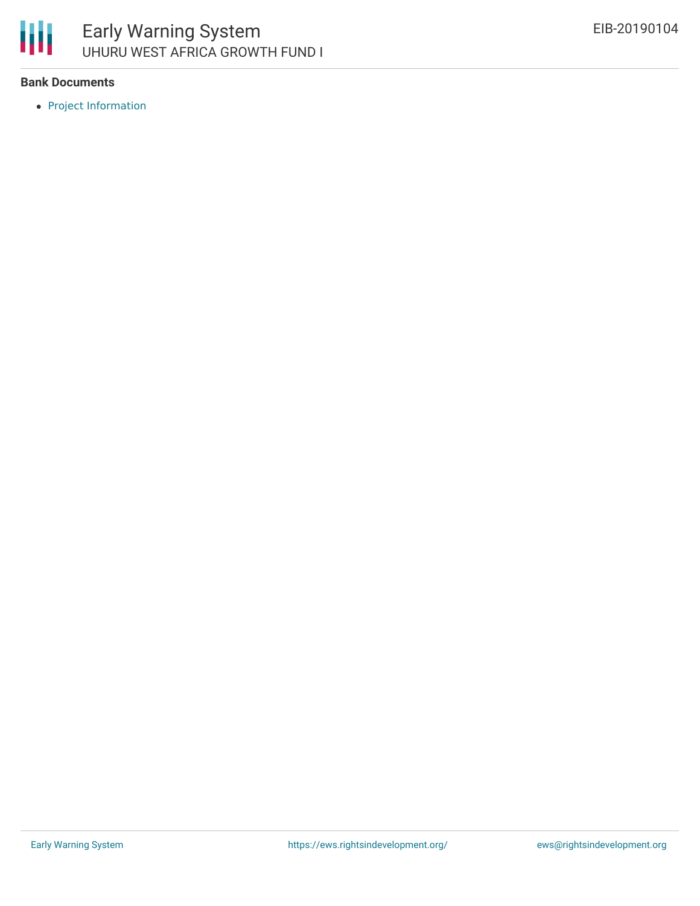**Bank Documents**

- Project Information